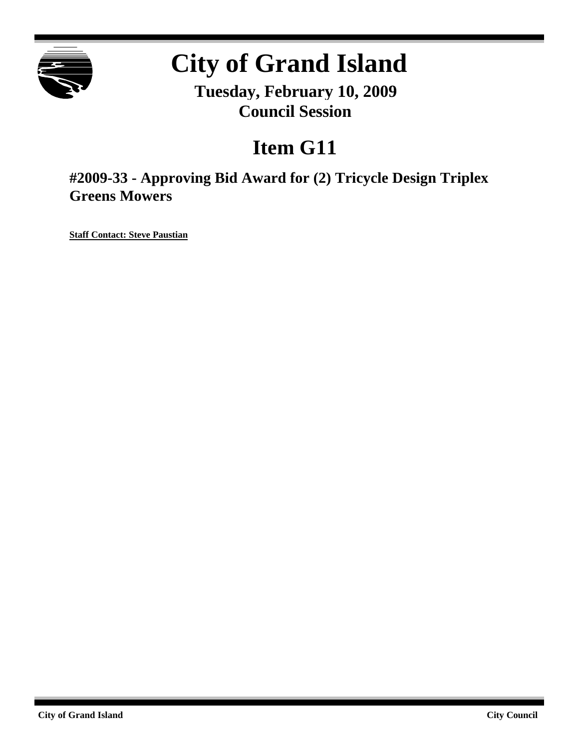# City of Grand Island

**Tuesday, February 10, 2009**
**Council Session**

## Item G11

### #2009-33 - Approving Bid Award for (2) Tricycle Design Triplex Greens Mowers

**Staff Contact: Steve Paustian**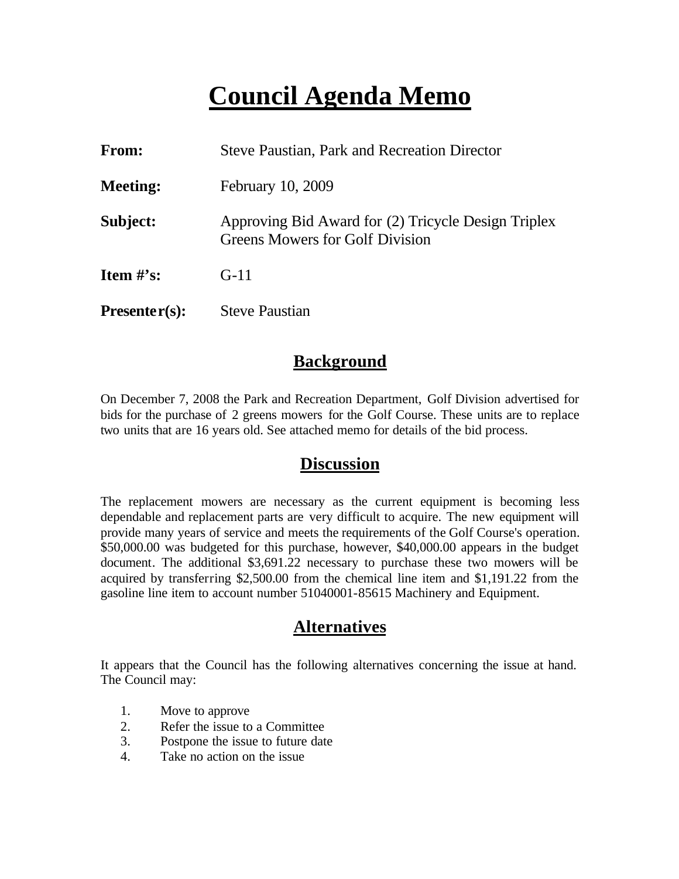# Council Agenda Memo

**From:** Steve Paustian, Park and Recreation Director

**Meeting:** February 10, 2009

**Subject:** Approving Bid Award for (2) Tricycle Design Triplex Greens Mowers for Golf Division

**Item #'s:** G-11

**Presenter(s):** Steve Paustian

## Background

On December 7, 2008 the Park and Recreation Department, Golf Division advertised for bids for the purchase of 2 greens mowers for the Golf Course. These units are to replace two units that are 16 years old. See attached memo for details of the bid process.

## Discussion

The replacement mowers are necessary as the current equipment is becoming less dependable and replacement parts are very difficult to acquire. The new equipment will provide many years of service and meets the requirements of the Golf Course's operation. $50,000.00 was budgeted for this purchase, however, $40,000.00 appears in the budget document. The additional $3,691.22 necessary to purchase these two mowers will be acquired by transferring $2,500.00 from the chemical line item and $1,191.22 from the gasoline line item to account number 51040001-85615 Machinery and Equipment.

## Alternatives

It appears that the Council has the following alternatives concerning the issue at hand. The Council may:

1. Move to approve
2. Refer the issue to a Committee
3. Postpone the issue to future date
4. Take no action on the issue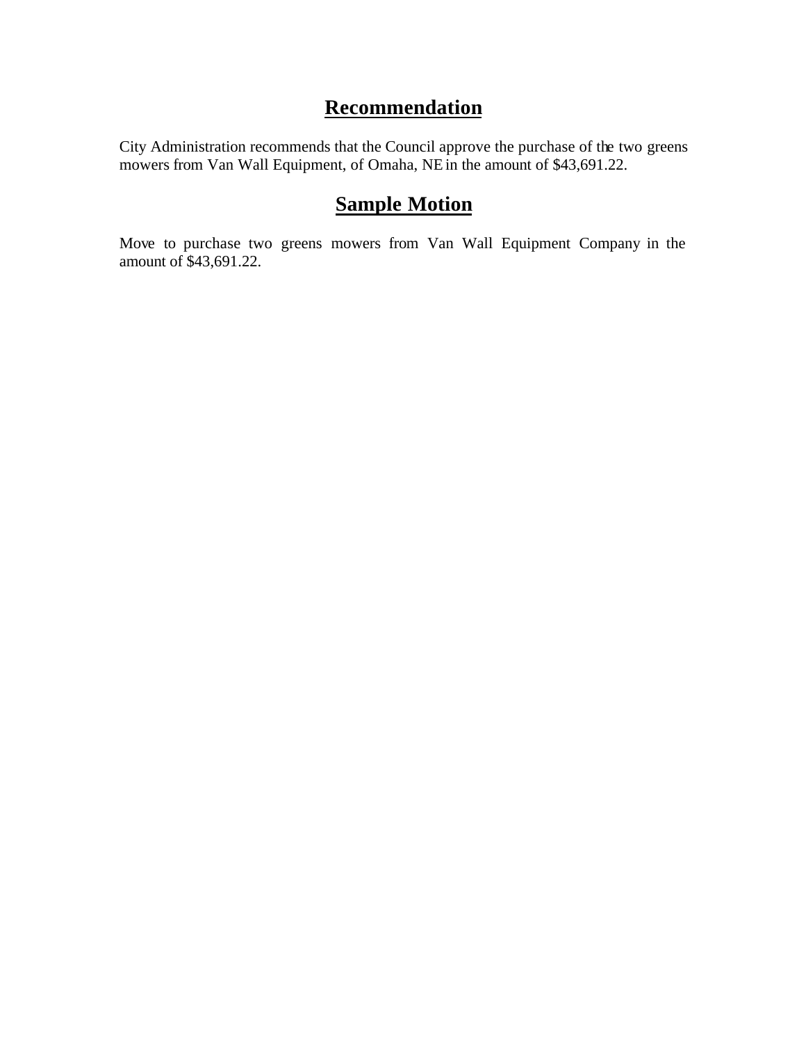## Recommendation

City Administration recommends that the Council approve the purchase of the two greens mowers from Van Wall Equipment, of Omaha, NE in the amount of $43,691.22.

## Sample Motion

Move to purchase two greens mowers from Van Wall Equipment Company in the amount of $43,691.22.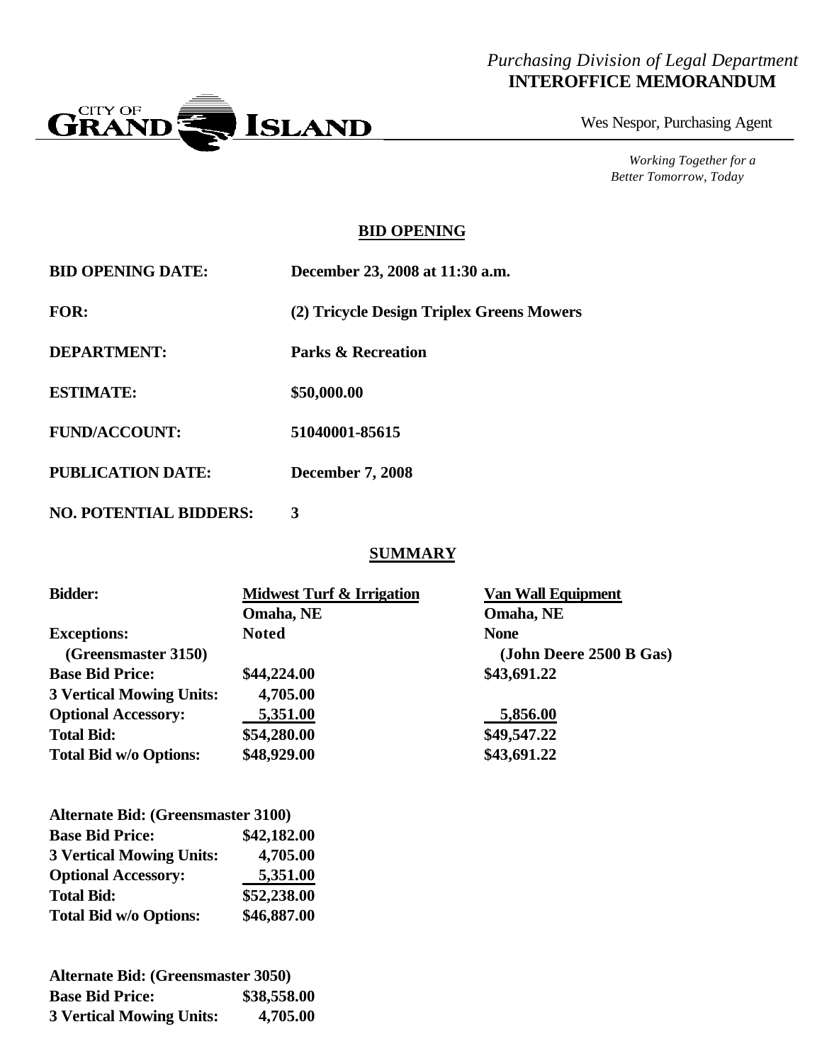*Purchasing Division of Legal Department*
**INTEROFFICE MEMORANDUM**

CITY OF GRAND ISLAND

Wes Nespor, Purchasing Agent

*Working Together for a Better Tomorrow, Today*

## BID OPENING

**BID OPENING DATE:** December 23, 2008 at 11:30 a.m.

**FOR:** (2) Tricycle Design Triplex Greens Mowers

**DEPARTMENT:** Parks & Recreation

**ESTIMATE:** $50,000.00

**FUND/ACCOUNT:** 51040001-85615

**PUBLICATION DATE:** December 7, 2008

**NO. POTENTIAL BIDDERS:** 3

## SUMMARY

| Bidder: | Midwest Turf & Irrigation Omaha, NE | Van Wall Equipment Omaha, NE |
|---|---|---|
| Exceptions: | Noted | None |
| (Greensmaster 3150) | | (John Deere 2500 B Gas) |
| Base Bid Price: | $44,224.00 | $43,691.22 |
| 3 Vertical Mowing Units: | 4,705.00 | |
| Optional Accessory: | 5,351.00 | 5,856.00 |
| Total Bid: | $54,280.00 | $49,547.22 |
| Total Bid w/o Options: | $48,929.00 | $43,691.22 |

| Alternate Bid: (Greensmaster 3100) | |
|---|---|
| Base Bid Price: | $42,182.00 |
| 3 Vertical Mowing Units: | 4,705.00 |
| Optional Accessory: | 5,351.00 |
| Total Bid: | $52,238.00 |
| Total Bid w/o Options: | $46,887.00 |

| Alternate Bid: (Greensmaster 3050) | |
|---|---|
| Base Bid Price: | $38,558.00 |
| 3 Vertical Mowing Units: | 4,705.00 |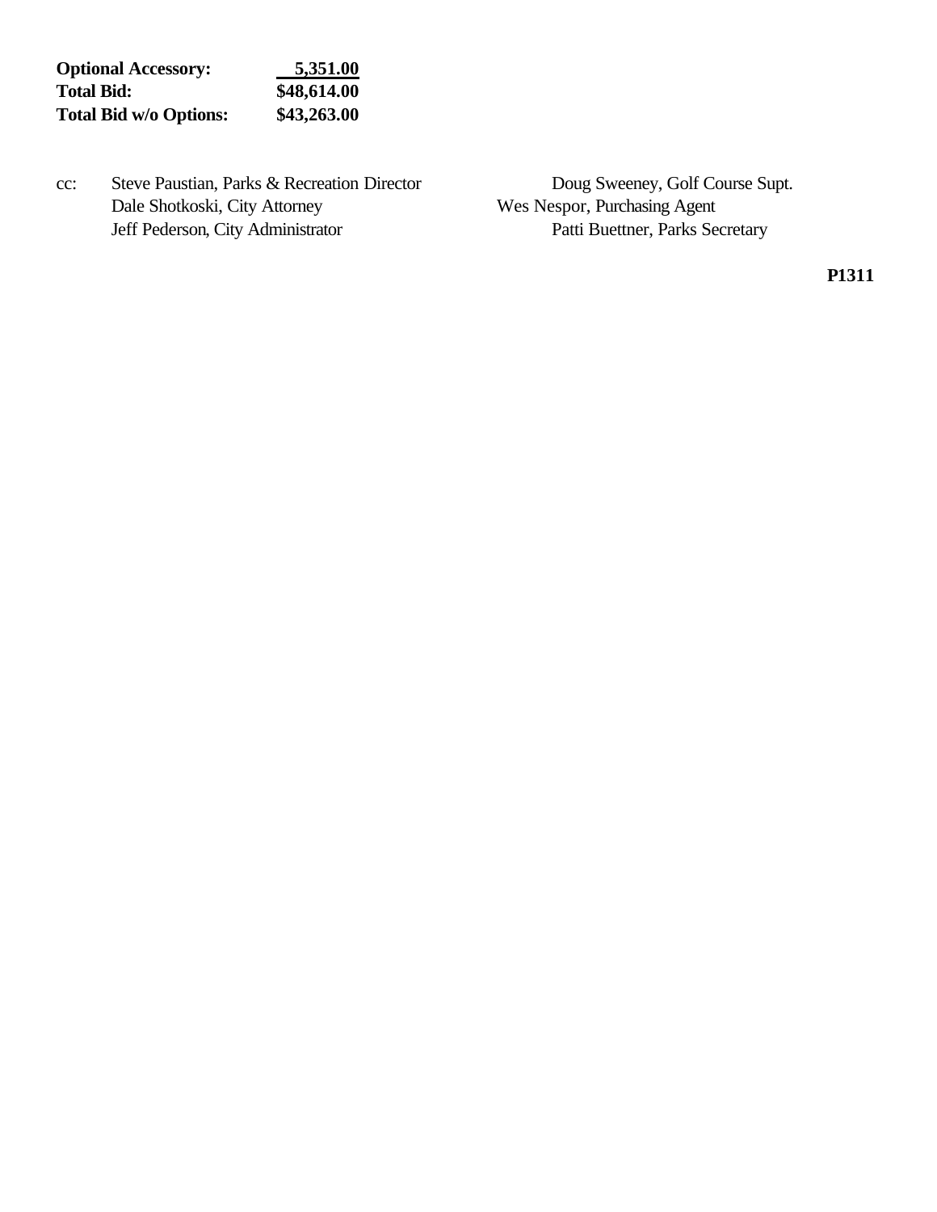| **Optional Accessory:** | **5,351.00** |
| --- | --- |
| **Total Bid:** | **$48,614.00** |
| **Total Bid w/o Options:** | **$43,263.00** |

cc: Steve Paustian, Parks & Recreation Director
Dale Shotkoski, City Attorney
Jeff Pederson, City Administrator
Doug Sweeney, Golf Course Supt.
Wes Nespor, Purchasing Agent
Patti Buettner, Parks Secretary

**P1311**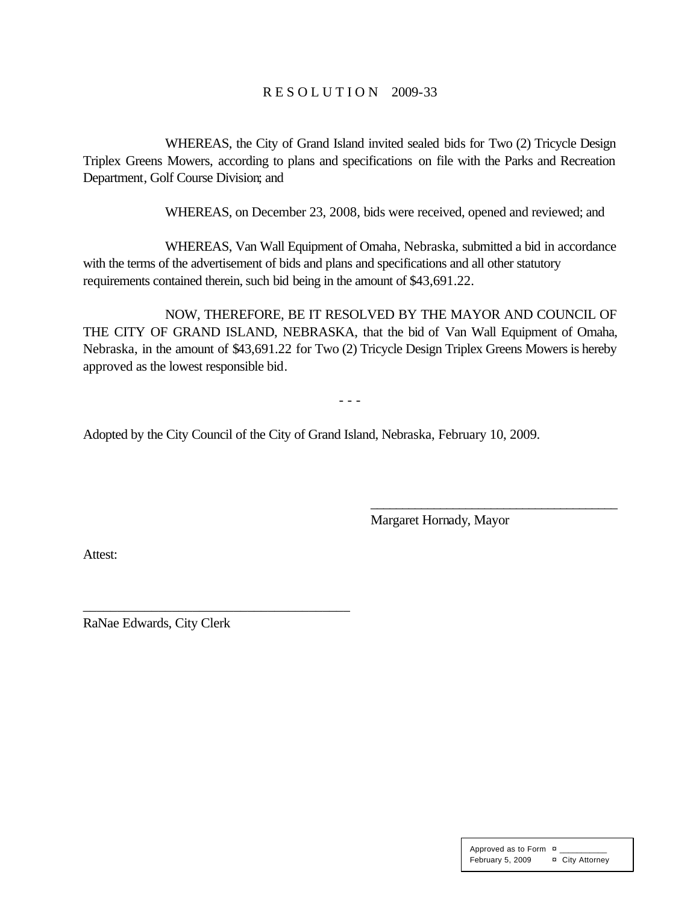# RESOLUTION 2009-33

WHEREAS, the City of Grand Island invited sealed bids for Two (2) Tricycle Design Triplex Greens Mowers, according to plans and specifications on file with the Parks and Recreation Department, Golf Course Division; and

WHEREAS, on December 23, 2008, bids were received, opened and reviewed; and

WHEREAS, Van Wall Equipment of Omaha, Nebraska, submitted a bid in accordance with the terms of the advertisement of bids and plans and specifications and all other statutory requirements contained therein, such bid being in the amount of $43,691.22.

NOW, THEREFORE, BE IT RESOLVED BY THE MAYOR AND COUNCIL OF THE CITY OF GRAND ISLAND, NEBRASKA, that the bid of Van Wall Equipment of Omaha, Nebraska, in the amount of $43,691.22 for Two (2) Tricycle Design Triplex Greens Mowers is hereby approved as the lowest responsible bid.

- - -

Adopted by the City Council of the City of Grand Island, Nebraska, February 10, 2009.

_____________________________________
Margaret Hornady, Mayor

Attest:

_____________________________________
RaNae Edwards, City Clerk

| | |
|---|---|
| Approved as to Form | ¤ __________ |
| February 5, 2009 | ¤ City Attorney |